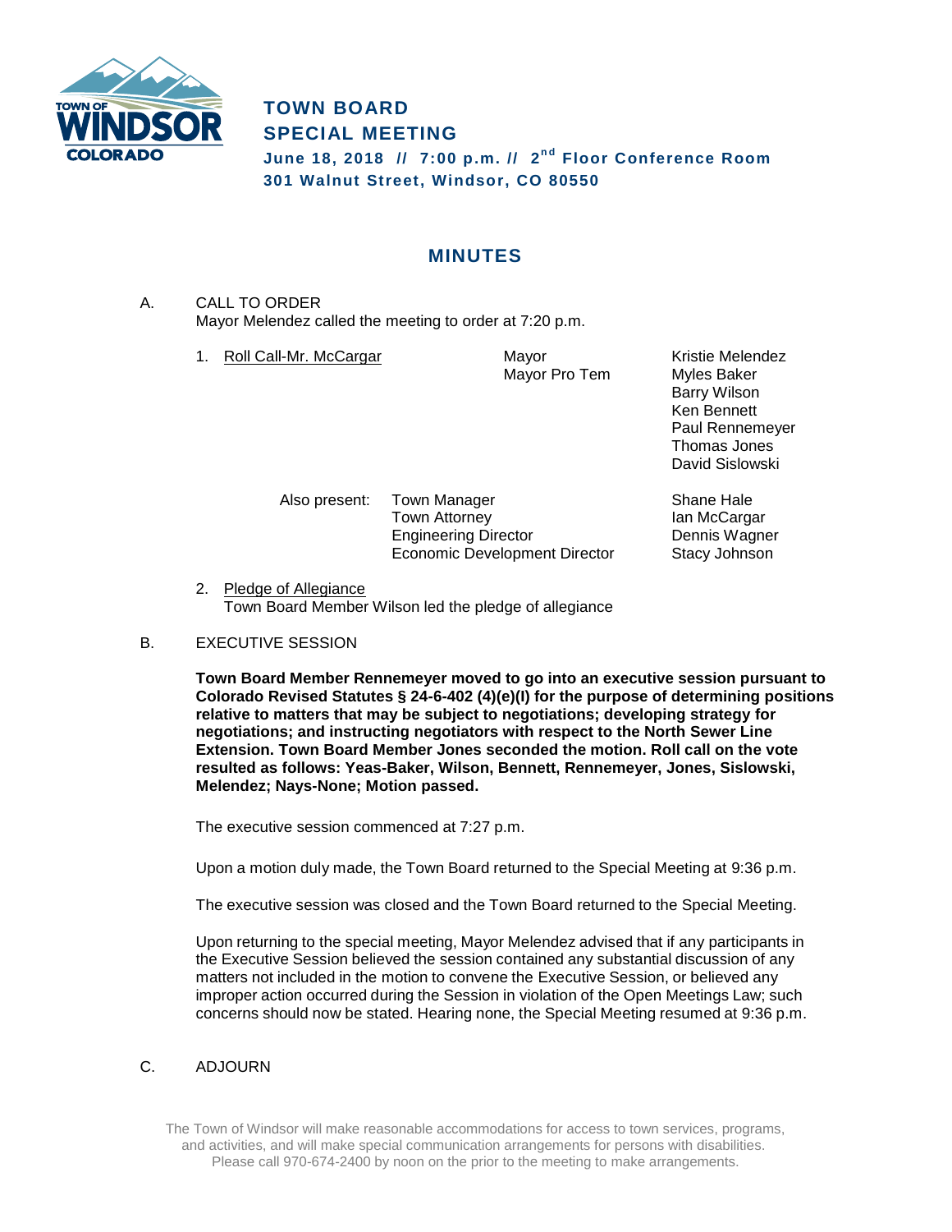# TOWN BOARD
## SPECIAL MEETING
**June 18, 2018 // 7:00 p.m. // 2nd Floor Conference Room**
**301 Walnut Street, Windsor, CO 80550**

## MINUTES

A. CALL TO ORDER
Mayor Melendez called the meeting to order at 7:20 p.m.

1. Roll Call-Mr. McCargar

| | | |
|---|---|---|
| Mayor | | Kristie Melendez |
| Mayor Pro Tem | | Myles Baker |
| | | Barry Wilson |
| | | Ken Bennett |
| | | Paul Rennemeyer |
| | | Thomas Jones |
| | | David Sislowski |

| Also present: | | |
|---|---|---|
| | Town Manager | Shane Hale |
| | Town Attorney | Ian McCargar |
| | Engineering Director | Dennis Wagner |
| | Economic Development Director | Stacy Johnson |

2. Pledge of Allegiance
Town Board Member Wilson led the pledge of allegiance

B. EXECUTIVE SESSION

**Town Board Member Rennemeyer moved to go into an executive session pursuant to Colorado Revised Statutes § 24-6-402 (4)(e)(I) for the purpose of determining positions relative to matters that may be subject to negotiations; developing strategy for negotiations; and instructing negotiators with respect to the North Sewer Line Extension. Town Board Member Jones seconded the motion. Roll call on the vote resulted as follows: Yeas-Baker, Wilson, Bennett, Rennemeyer, Jones, Sislowski, Melendez; Nays-None; Motion passed.**

The executive session commenced at 7:27 p.m.

Upon a motion duly made, the Town Board returned to the Special Meeting at 9:36 p.m.

The executive session was closed and the Town Board returned to the Special Meeting.

Upon returning to the special meeting, Mayor Melendez advised that if any participants in the Executive Session believed the session contained any substantial discussion of any matters not included in the motion to convene the Executive Session, or believed any improper action occurred during the Session in violation of the Open Meetings Law; such concerns should now be stated. Hearing none, the Special Meeting resumed at 9:36 p.m.

C. ADJOURN

The Town of Windsor will make reasonable accommodations for access to town services, programs, and activities, and will make special communication arrangements for persons with disabilities. Please call 970-674-2400 by noon on the prior to the meeting to make arrangements.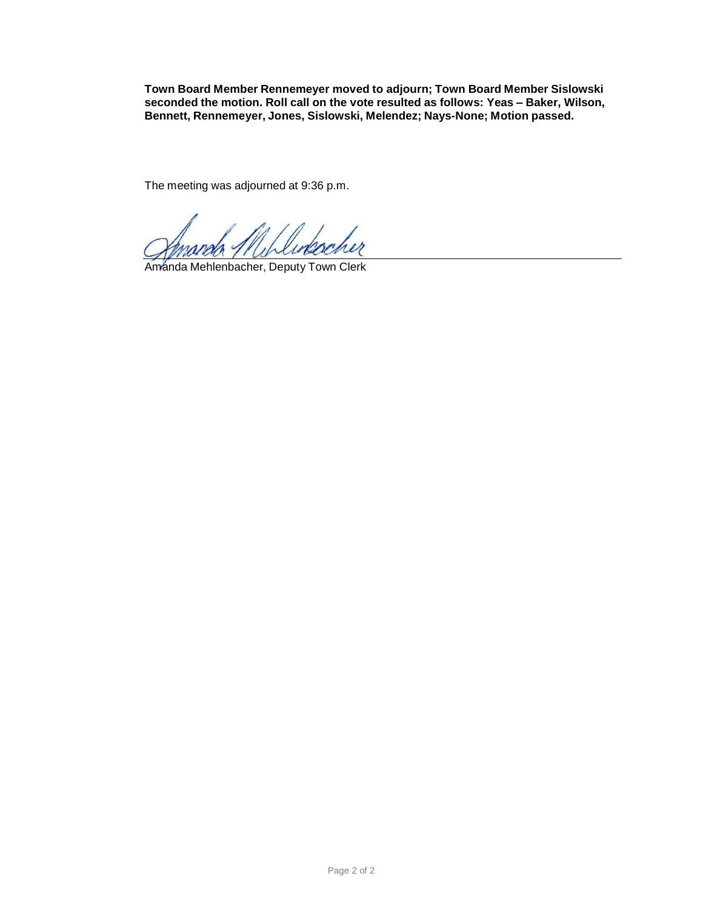**Town Board Member Rennemeyer moved to adjourn; Town Board Member Sislowski seconded the motion. Roll call on the vote resulted as follows: Yeas – Baker, Wilson, Bennett, Rennemeyer, Jones, Sislowski, Melendez; Nays-None; Motion passed.**

The meeting was adjourned at 9:36 p.m.

Amanda Mehlenbacher, Deputy Town Clerk